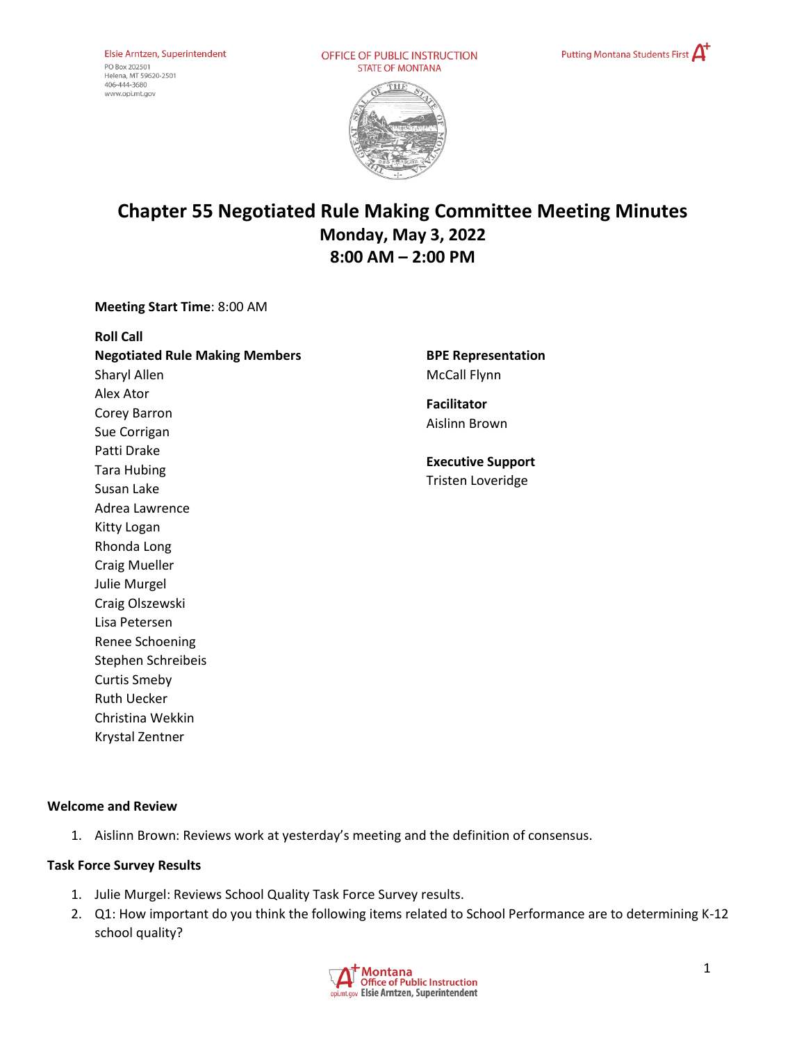Elsie Arntzen, Superintendent
PO Box 202501
Helena, MT 59620-2501
406-444-3680
www.opi.mt.gov

OFFICE OF PUBLIC INSTRUCTION
STATE OF MONTANA

Putting Montana Students First

# Chapter 55 Negotiated Rule Making Committee Meeting Minutes

## Monday, May 3, 2022
## 8:00 AM – 2:00 PM

**Meeting Start Time**: 8:00 AM

**Roll Call**

**Negotiated Rule Making Members**
Sharyl Allen
Alex Ator
Corey Barron
Sue Corrigan
Patti Drake
Tara Hubing
Susan Lake
Adrea Lawrence
Kitty Logan
Rhonda Long
Craig Mueller
Julie Murgel
Craig Olszewski
Lisa Petersen
Renee Schoening
Stephen Schreibeis
Curtis Smeby
Ruth Uecker
Christina Wekkin
Krystal Zentner

**BPE Representation**
McCall Flynn

**Facilitator**
Aislinn Brown

**Executive Support**
Tristen Loveridge

### Welcome and Review

1. Aislinn Brown: Reviews work at yesterday's meeting and the definition of consensus.

### Task Force Survey Results

1. Julie Murgel: Reviews School Quality Task Force Survey results.
2. Q1: How important do you think the following items related to School Performance are to determining K-12 school quality?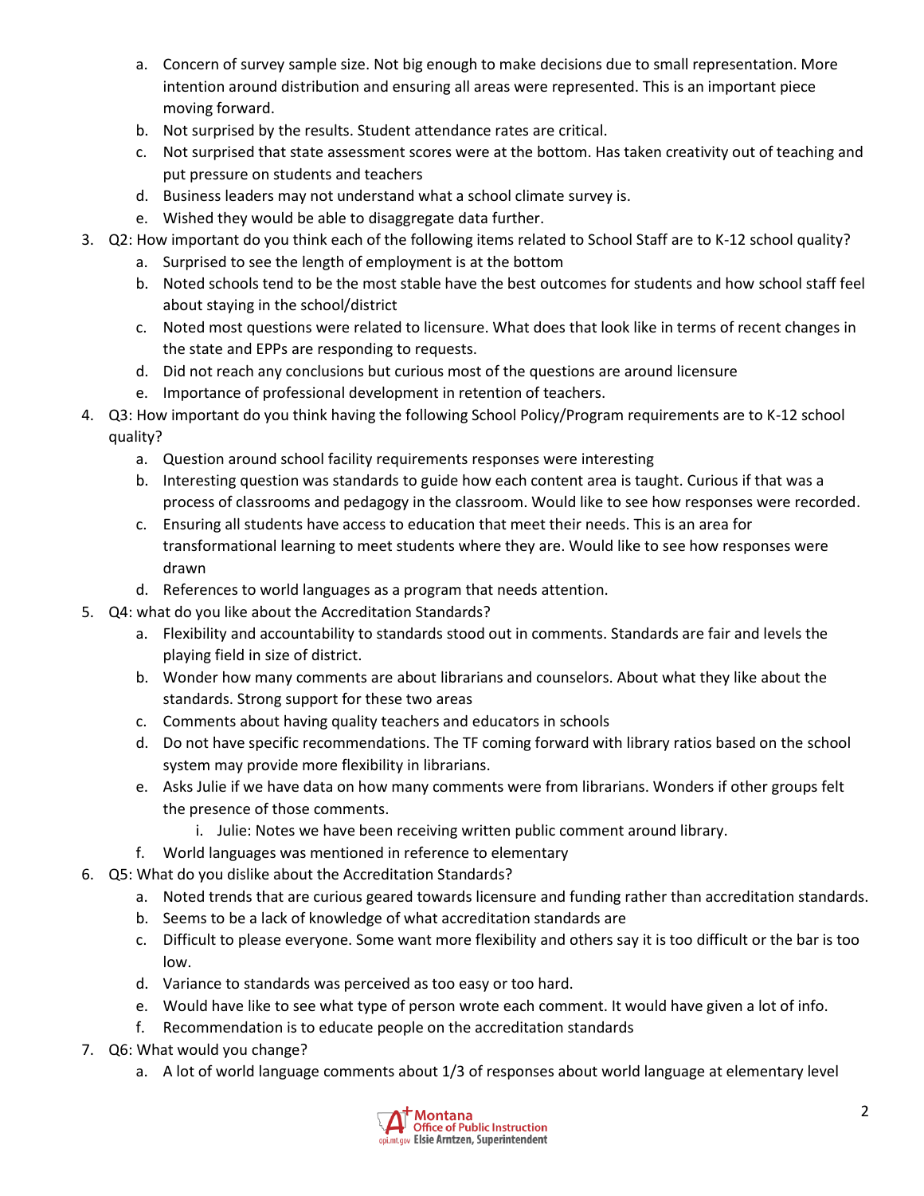a. Concern of survey sample size. Not big enough to make decisions due to small representation. More intention around distribution and ensuring all areas were represented. This is an important piece moving forward.
   b. Not surprised by the results. Student attendance rates are critical.
   c. Not surprised that state assessment scores were at the bottom. Has taken creativity out of teaching and put pressure on students and teachers
   d. Business leaders may not understand what a school climate survey is.
   e. Wished they would be able to disaggregate data further.
3. Q2: How important do you think each of the following items related to School Staff are to K-12 school quality?
   a. Surprised to see the length of employment is at the bottom
   b. Noted schools tend to be the most stable have the best outcomes for students and how school staff feel about staying in the school/district
   c. Noted most questions were related to licensure. What does that look like in terms of recent changes in the state and EPPs are responding to requests.
   d. Did not reach any conclusions but curious most of the questions are around licensure
   e. Importance of professional development in retention of teachers.
4. Q3: How important do you think having the following School Policy/Program requirements are to K-12 school quality?
   a. Question around school facility requirements responses were interesting
   b. Interesting question was standards to guide how each content area is taught. Curious if that was a process of classrooms and pedagogy in the classroom. Would like to see how responses were recorded.
   c. Ensuring all students have access to education that meet their needs. This is an area for transformational learning to meet students where they are. Would like to see how responses were drawn
   d. References to world languages as a program that needs attention.
5. Q4: what do you like about the Accreditation Standards?
   a. Flexibility and accountability to standards stood out in comments. Standards are fair and levels the playing field in size of district.
   b. Wonder how many comments are about librarians and counselors. About what they like about the standards. Strong support for these two areas
   c. Comments about having quality teachers and educators in schools
   d. Do not have specific recommendations. The TF coming forward with library ratios based on the school system may provide more flexibility in librarians.
   e. Asks Julie if we have data on how many comments were from librarians. Wonders if other groups felt the presence of those comments.
      i. Julie: Notes we have been receiving written public comment around library.
   f. World languages was mentioned in reference to elementary
6. Q5: What do you dislike about the Accreditation Standards?
   a. Noted trends that are curious geared towards licensure and funding rather than accreditation standards.
   b. Seems to be a lack of knowledge of what accreditation standards are
   c. Difficult to please everyone. Some want more flexibility and others say it is too difficult or the bar is too low.
   d. Variance to standards was perceived as too easy or too hard.
   e. Would have like to see what type of person wrote each comment. It would have given a lot of info.
   f. Recommendation is to educate people on the accreditation standards
7. Q6: What would you change?
   a. A lot of world language comments about 1/3 of responses about world language at elementary level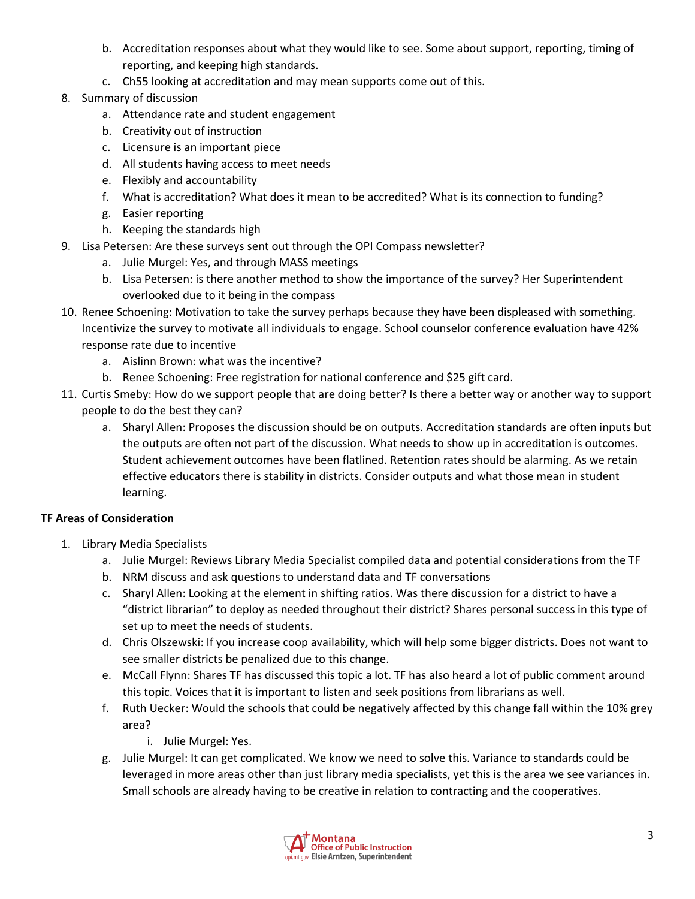b. Accreditation responses about what they would like to see. Some about support, reporting, timing of reporting, and keeping high standards.
   c. Ch55 looking at accreditation and may mean supports come out of this.

8. Summary of discussion
   a. Attendance rate and student engagement
   b. Creativity out of instruction
   c. Licensure is an important piece
   d. All students having access to meet needs
   e. Flexibly and accountability
   f. What is accreditation? What does it mean to be accredited? What is its connection to funding?
   g. Easier reporting
   h. Keeping the standards high
9. Lisa Petersen: Are these surveys sent out through the OPI Compass newsletter?
   a. Julie Murgel: Yes, and through MASS meetings
   b. Lisa Petersen: is there another method to show the importance of the survey? Her Superintendent overlooked due to it being in the compass
10. Renee Schoening: Motivation to take the survey perhaps because they have been displeased with something. Incentivize the survey to motivate all individuals to engage. School counselor conference evaluation have 42% response rate due to incentive
    a. Aislinn Brown: what was the incentive?
    b. Renee Schoening: Free registration for national conference and $25 gift card.
11. Curtis Smeby: How do we support people that are doing better? Is there a better way or another way to support people to do the best they can?
    a. Sharyl Allen: Proposes the discussion should be on outputs. Accreditation standards are often inputs but the outputs are often not part of the discussion. What needs to show up in accreditation is outcomes. Student achievement outcomes have been flatlined. Retention rates should be alarming. As we retain effective educators there is stability in districts. Consider outputs and what those mean in student learning.

**TF Areas of Consideration**

1. Library Media Specialists
   a. Julie Murgel: Reviews Library Media Specialist compiled data and potential considerations from the TF
   b. NRM discuss and ask questions to understand data and TF conversations
   c. Sharyl Allen: Looking at the element in shifting ratios. Was there discussion for a district to have a "district librarian" to deploy as needed throughout their district? Shares personal success in this type of set up to meet the needs of students.
   d. Chris Olszewski: If you increase coop availability, which will help some bigger districts. Does not want to see smaller districts be penalized due to this change.
   e. McCall Flynn: Shares TF has discussed this topic a lot. TF has also heard a lot of public comment around this topic. Voices that it is important to listen and seek positions from librarians as well.
   f. Ruth Uecker: Would the schools that could be negatively affected by this change fall within the 10% grey area?
      i. Julie Murgel: Yes.
   g. Julie Murgel: It can get complicated. We know we need to solve this. Variance to standards could be leveraged in more areas other than just library media specialists, yet this is the area we see variances in. Small schools are already having to be creative in relation to contracting and the cooperatives.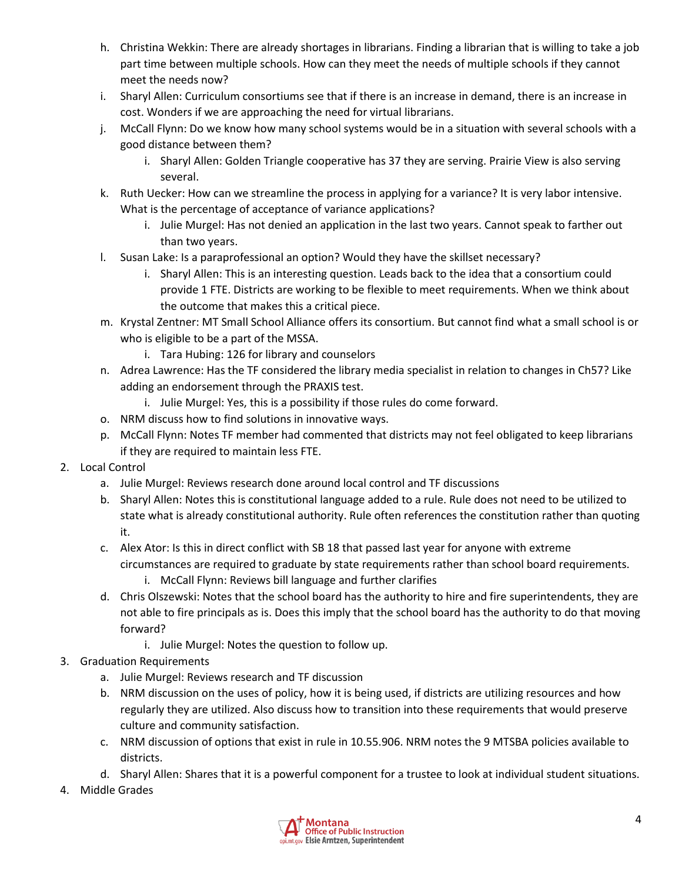h. Christina Wekkin: There are already shortages in librarians. Finding a librarian that is willing to take a job part time between multiple schools. How can they meet the needs of multiple schools if they cannot meet the needs now?
   i. Sharyl Allen: Curriculum consortiums see that if there is an increase in demand, there is an increase in cost. Wonders if we are approaching the need for virtual librarians.
   j. McCall Flynn: Do we know how many school systems would be in a situation with several schools with a good distance between them?
      i. Sharyl Allen: Golden Triangle cooperative has 37 they are serving. Prairie View is also serving several.
   k. Ruth Uecker: How can we streamline the process in applying for a variance? It is very labor intensive. What is the percentage of acceptance of variance applications?
      i. Julie Murgel: Has not denied an application in the last two years. Cannot speak to farther out than two years.
   l. Susan Lake: Is a paraprofessional an option? Would they have the skillset necessary?
      i. Sharyl Allen: This is an interesting question. Leads back to the idea that a consortium could provide 1 FTE. Districts are working to be flexible to meet requirements. When we think about the outcome that makes this a critical piece.
   m. Krystal Zentner: MT Small School Alliance offers its consortium. But cannot find what a small school is or who is eligible to be a part of the MSSA.
      i. Tara Hubing: 126 for library and counselors
   n. Adrea Lawrence: Has the TF considered the library media specialist in relation to changes in Ch57? Like adding an endorsement through the PRAXIS test.
      i. Julie Murgel: Yes, this is a possibility if those rules do come forward.
   o. NRM discuss how to find solutions in innovative ways.
   p. McCall Flynn: Notes TF member had commented that districts may not feel obligated to keep librarians if they are required to maintain less FTE.
2. Local Control
   a. Julie Murgel: Reviews research done around local control and TF discussions
   b. Sharyl Allen: Notes this is constitutional language added to a rule. Rule does not need to be utilized to state what is already constitutional authority. Rule often references the constitution rather than quoting it.
   c. Alex Ator: Is this in direct conflict with SB 18 that passed last year for anyone with extreme circumstances are required to graduate by state requirements rather than school board requirements.
      i. McCall Flynn: Reviews bill language and further clarifies
   d. Chris Olszewski: Notes that the school board has the authority to hire and fire superintendents, they are not able to fire principals as is. Does this imply that the school board has the authority to do that moving forward?
      i. Julie Murgel: Notes the question to follow up.
3. Graduation Requirements
   a. Julie Murgel: Reviews research and TF discussion
   b. NRM discussion on the uses of policy, how it is being used, if districts are utilizing resources and how regularly they are utilized. Also discuss how to transition into these requirements that would preserve culture and community satisfaction.
   c. NRM discussion of options that exist in rule in 10.55.906. NRM notes the 9 MTSBA policies available to districts.
   d. Sharyl Allen: Shares that it is a powerful component for a trustee to look at individual student situations.
4. Middle Grades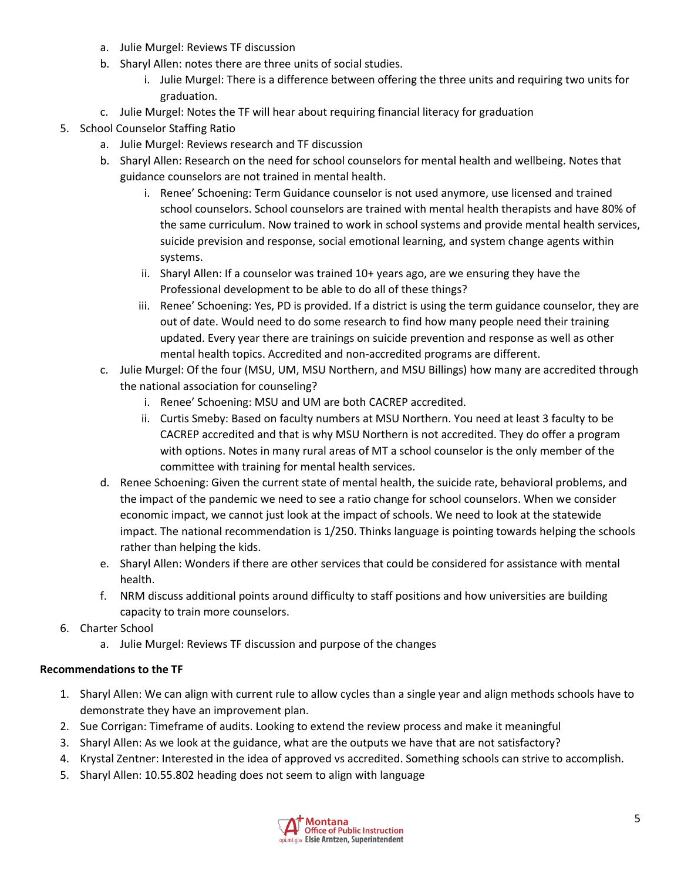a. Julie Murgel: Reviews TF discussion
   b. Sharyl Allen: notes there are three units of social studies.
      i. Julie Murgel: There is a difference between offering the three units and requiring two units for graduation.
   c. Julie Murgel: Notes the TF will hear about requiring financial literacy for graduation

5. School Counselor Staffing Ratio
   a. Julie Murgel: Reviews research and TF discussion
   b. Sharyl Allen: Research on the need for school counselors for mental health and wellbeing. Notes that guidance counselors are not trained in mental health.
      i. Renee' Schoening: Term Guidance counselor is not used anymore, use licensed and trained school counselors. School counselors are trained with mental health therapists and have 80% of the same curriculum. Now trained to work in school systems and provide mental health services, suicide prevision and response, social emotional learning, and system change agents within systems.
      ii. Sharyl Allen: If a counselor was trained 10+ years ago, are we ensuring they have the Professional development to be able to do all of these things?
      iii. Renee' Schoening: Yes, PD is provided. If a district is using the term guidance counselor, they are out of date. Would need to do some research to find how many people need their training updated. Every year there are trainings on suicide prevention and response as well as other mental health topics. Accredited and non-accredited programs are different.
   c. Julie Murgel: Of the four (MSU, UM, MSU Northern, and MSU Billings) how many are accredited through the national association for counseling?
      i. Renee' Schoening: MSU and UM are both CACREP accredited.
      ii. Curtis Smeby: Based on faculty numbers at MSU Northern. You need at least 3 faculty to be CACREP accredited and that is why MSU Northern is not accredited. They do offer a program with options. Notes in many rural areas of MT a school counselor is the only member of the committee with training for mental health services.
   d. Renee Schoening: Given the current state of mental health, the suicide rate, behavioral problems, and the impact of the pandemic we need to see a ratio change for school counselors. When we consider economic impact, we cannot just look at the impact of schools. We need to look at the statewide impact. The national recommendation is 1/250. Thinks language is pointing towards helping the schools rather than helping the kids.
   e. Sharyl Allen: Wonders if there are other services that could be considered for assistance with mental health.
   f. NRM discuss additional points around difficulty to staff positions and how universities are building capacity to train more counselors.

6. Charter School
   a. Julie Murgel: Reviews TF discussion and purpose of the changes

**Recommendations to the TF**

1. Sharyl Allen: We can align with current rule to allow cycles than a single year and align methods schools have to demonstrate they have an improvement plan.
2. Sue Corrigan: Timeframe of audits. Looking to extend the review process and make it meaningful
3. Sharyl Allen: As we look at the guidance, what are the outputs we have that are not satisfactory?
4. Krystal Zentner: Interested in the idea of approved vs accredited. Something schools can strive to accomplish.
5. Sharyl Allen: 10.55.802 heading does not seem to align with language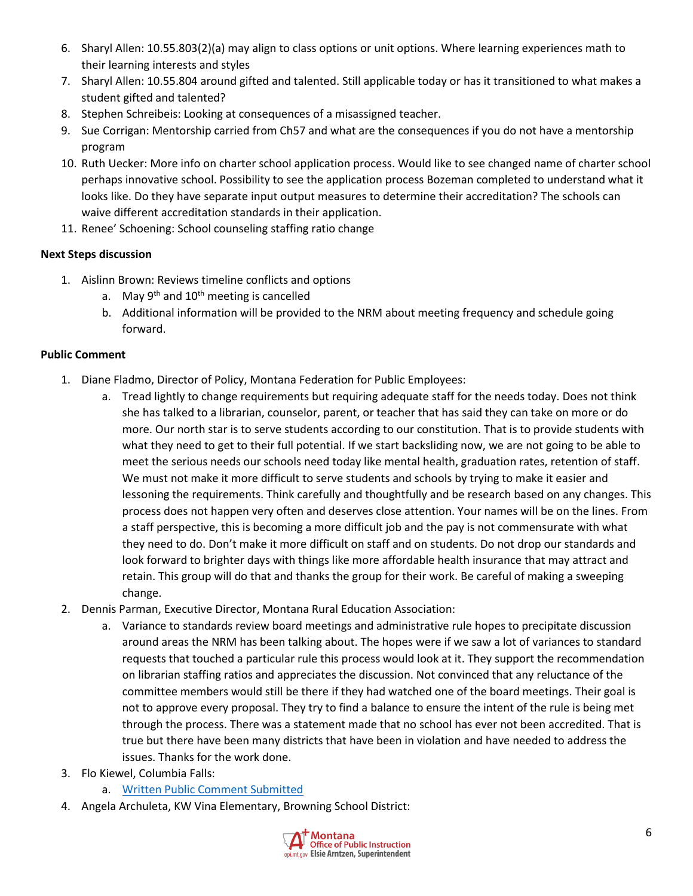6. Sharyl Allen: 10.55.803(2)(a) may align to class options or unit options. Where learning experiences math to their learning interests and styles
7. Sharyl Allen: 10.55.804 around gifted and talented. Still applicable today or has it transitioned to what makes a student gifted and talented?
8. Stephen Schreibeis: Looking at consequences of a misassigned teacher.
9. Sue Corrigan: Mentorship carried from Ch57 and what are the consequences if you do not have a mentorship program
10. Ruth Uecker: More info on charter school application process. Would like to see changed name of charter school perhaps innovative school. Possibility to see the application process Bozeman completed to understand what it looks like. Do they have separate input output measures to determine their accreditation? The schools can waive different accreditation standards in their application.
11. Renee' Schoening: School counseling staffing ratio change

**Next Steps discussion**

1. Aislinn Brown: Reviews timeline conflicts and options
   a. May 9th and 10th meeting is cancelled
   b. Additional information will be provided to the NRM about meeting frequency and schedule going forward.

**Public Comment**

1. Diane Fladmo, Director of Policy, Montana Federation for Public Employees:
   a. Tread lightly to change requirements but requiring adequate staff for the needs today. Does not think she has talked to a librarian, counselor, parent, or teacher that has said they can take on more or do more. Our north star is to serve students according to our constitution. That is to provide students with what they need to get to their full potential. If we start backsliding now, we are not going to be able to meet the serious needs our schools need today like mental health, graduation rates, retention of staff. We must not make it more difficult to serve students and schools by trying to make it easier and lessoning the requirements. Think carefully and thoughtfully and be research based on any changes. This process does not happen very often and deserves close attention. Your names will be on the lines. From a staff perspective, this is becoming a more difficult job and the pay is not commensurate with what they need to do. Don't make it more difficult on staff and on students. Do not drop our standards and look forward to brighter days with things like more affordable health insurance that may attract and retain. This group will do that and thanks the group for their work. Be careful of making a sweeping change.
2. Dennis Parman, Executive Director, Montana Rural Education Association:
   a. Variance to standards review board meetings and administrative rule hopes to precipitate discussion around areas the NRM has been talking about. The hopes were if we saw a lot of variances to standard requests that touched a particular rule this process would look at it. They support the recommendation on librarian staffing ratios and appreciates the discussion. Not convinced that any reluctance of the committee members would still be there if they had watched one of the board meetings. Their goal is not to approve every proposal. They try to find a balance to ensure the intent of the rule is being met through the process. There was a statement made that no school has ever not been accredited. That is true but there have been many districts that have been in violation and have needed to address the issues. Thanks for the work done.
3. Flo Kiewel, Columbia Falls:
   a. Written Public Comment Submitted
4. Angela Archuleta, KW Vina Elementary, Browning School District: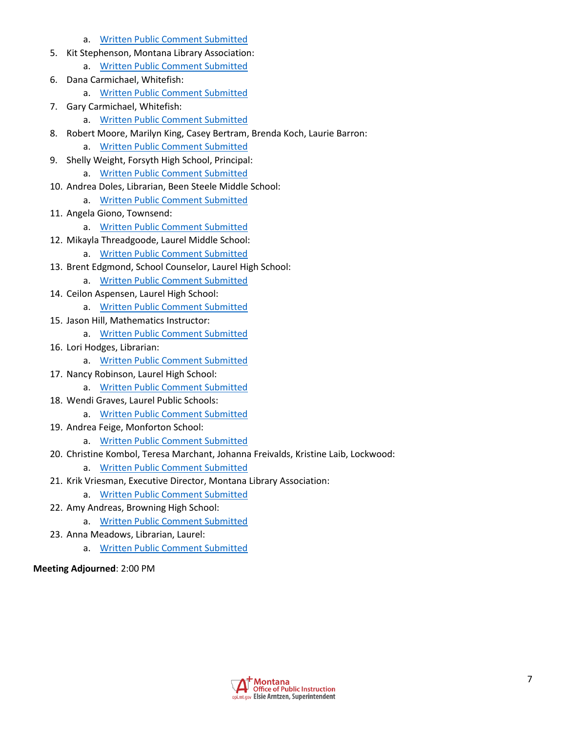a. [Written Public Comment Submitted]
5. Kit Stephenson, Montana Library Association:
   a. [Written Public Comment Submitted]
6. Dana Carmichael, Whitefish:
   a. [Written Public Comment Submitted]
7. Gary Carmichael, Whitefish:
   a. [Written Public Comment Submitted]
8. Robert Moore, Marilyn King, Casey Bertram, Brenda Koch, Laurie Barron:
   a. [Written Public Comment Submitted]
9. Shelly Weight, Forsyth High School, Principal:
   a. [Written Public Comment Submitted]
10. Andrea Doles, Librarian, Been Steele Middle School:
    a. [Written Public Comment Submitted]
11. Angela Giono, Townsend:
    a. [Written Public Comment Submitted]
12. Mikayla Threadgoode, Laurel Middle School:
    a. [Written Public Comment Submitted]
13. Brent Edgmond, School Counselor, Laurel High School:
    a. [Written Public Comment Submitted]
14. Ceilon Aspensen, Laurel High School:
    a. [Written Public Comment Submitted]
15. Jason Hill, Mathematics Instructor:
    a. [Written Public Comment Submitted]
16. Lori Hodges, Librarian:
    a. [Written Public Comment Submitted]
17. Nancy Robinson, Laurel High School:
    a. [Written Public Comment Submitted]
18. Wendi Graves, Laurel Public Schools:
    a. [Written Public Comment Submitted]
19. Andrea Feige, Monforton School:
    a. [Written Public Comment Submitted]
20. Christine Kombol, Teresa Marchant, Johanna Freivalds, Kristine Laib, Lockwood:
    a. [Written Public Comment Submitted]
21. Krik Vriesman, Executive Director, Montana Library Association:
    a. [Written Public Comment Submitted]
22. Amy Andreas, Browning High School:
    a. [Written Public Comment Submitted]
23. Anna Meadows, Librarian, Laurel:
    a. [Written Public Comment Submitted]

**Meeting Adjourned**: 2:00 PM